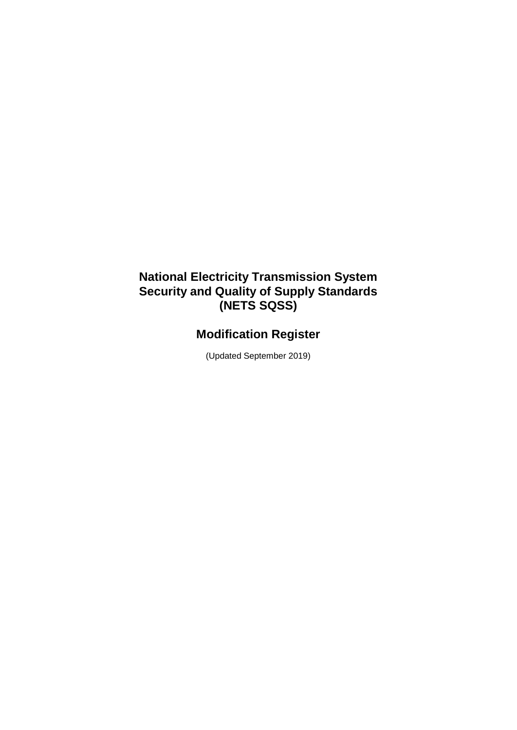# National Electricity Transmission System Security and Quality of Supply Standards (NETS SQSS)

## Modification Register

(Updated September 2019)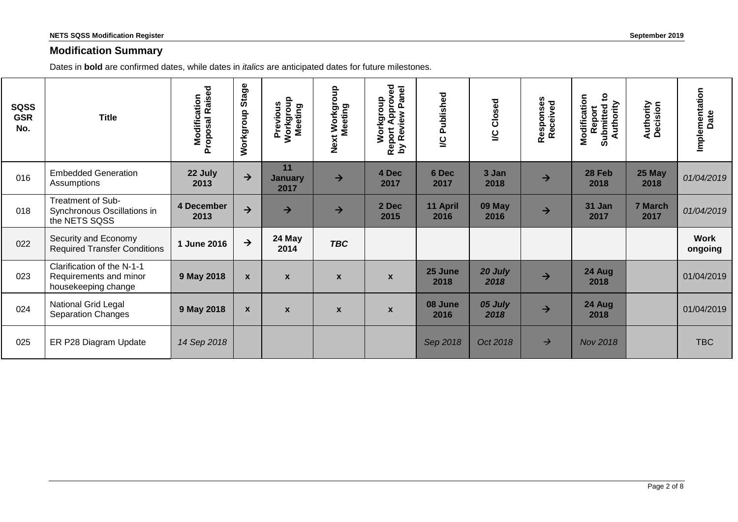## Modification Summary

Dates in **bold** are confirmed dates, while dates in *italics* are anticipated dates for future milestones.

| SQSS GSR No. | Title | Modification Proposal Raised | Workgroup Stage | Previous Workgroup Meeting | Next Workgroup Meeting | Workgroup Report Approved by Review Panel | I/C Published | I/C Closed | Responses Received | Modification Report Submitted to Authority | Authority Decision | Implementation Date |
|---|---|---|---|---|---|---|---|---|---|---|---|---|
| 016 | Embedded Generation Assumptions | **22 July 2013** | → | **11 January 2017** | → | **4 Dec 2017** | **6 Dec 2017** | **3 Jan 2018** | → | **28 Feb 2018** | **25 May 2018** | *01/04/2019* |
| 018 | Treatment of Sub-Synchronous Oscillations in the NETS SQSS | **4 December 2013** | → | → | → | **2 Dec 2015** | **11 April 2016** | **09 May 2016** | → | **31 Jan 2017** | **7 March 2017** | *01/04/2019* |
| 022 | Security and Economy Required Transfer Conditions | **1 June 2016** | → | **24 May 2014** | ***TBC*** | | | | | | | **Work ongoing** |
| 023 | Clarification of the N-1-1 Requirements and minor housekeeping change | **9 May 2018** | **x** | **x** | **x** | **x** | **25 June 2018** | ***20 July 2018*** | → | **24 Aug 2018** | | 01/04/2019 |
| 024 | National Grid Legal Separation Changes | **9 May 2018** | **x** | **x** | **x** | **x** | **08 June 2016** | ***05 July 2018*** | → | **24 Aug 2018** | | 01/04/2019 |
| 025 | ER P28 Diagram Update | *14 Sep 2018* | | | | | *Sep 2018* | *Oct 2018* | → | *Nov 2018* | | TBC |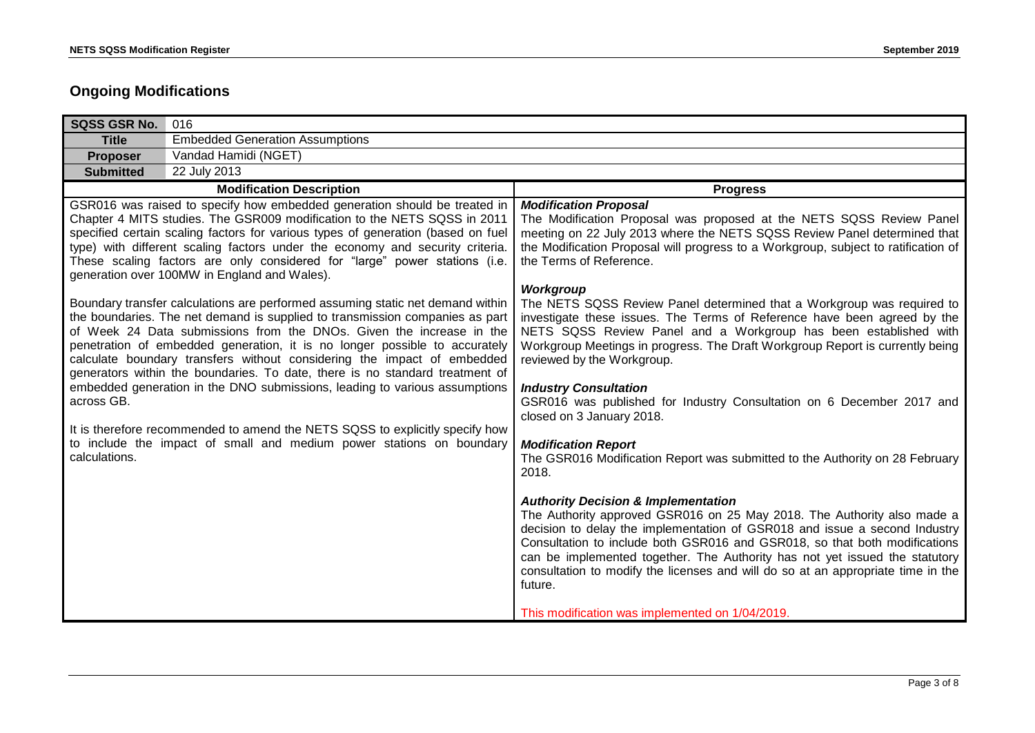## Ongoing Modifications

| SQSS GSR No. | 016 |
|---|---|
| **Title** | Embedded Generation Assumptions |
| **Proposer** | Vandad Hamidi (NGET) |
| **Submitted** | 22 July 2013 |

| Modification Description | Progress |
|---|---|
| GSR016 was raised to specify how embedded generation should be treated in Chapter 4 MITS studies. The GSR009 modification to the NETS SQSS in 2011 specified certain scaling factors for various types of generation (based on fuel type) with different scaling factors under the economy and security criteria. These scaling factors are only considered for "large" power stations (i.e. generation over 100MW in England and Wales).<br><br>Boundary transfer calculations are performed assuming static net demand within the boundaries. The net demand is supplied to transmission companies as part of Week 24 Data submissions from the DNOs. Given the increase in the penetration of embedded generation, it is no longer possible to accurately calculate boundary transfers without considering the impact of embedded generators within the boundaries. To date, there is no standard treatment of embedded generation in the DNO submissions, leading to various assumptions across GB.<br><br>It is therefore recommended to amend the NETS SQSS to explicitly specify how to include the impact of small and medium power stations on boundary calculations. | ***Modification Proposal***<br>The Modification Proposal was proposed at the NETS SQSS Review Panel meeting on 22 July 2013 where the NETS SQSS Review Panel determined that the Modification Proposal will progress to a Workgroup, subject to ratification of the Terms of Reference.<br><br>***Workgroup***<br>The NETS SQSS Review Panel determined that a Workgroup was required to investigate these issues. The Terms of Reference have been agreed by the NETS SQSS Review Panel and a Workgroup has been established with Workgroup Meetings in progress. The Draft Workgroup Report is currently being reviewed by the Workgroup.<br><br>***Industry Consultation***<br>GSR016 was published for Industry Consultation on 6 December 2017 and closed on 3 January 2018.<br><br>***Modification Report***<br>The GSR016 Modification Report was submitted to the Authority on 28 February 2018.<br><br>***Authority Decision & Implementation***<br>The Authority approved GSR016 on 25 May 2018. The Authority also made a decision to delay the implementation of GSR018 and issue a second Industry Consultation to include both GSR016 and GSR018, so that both modifications can be implemented together. The Authority has not yet issued the statutory consultation to modify the licenses and will do so at an appropriate time in the future.<br><br>This modification was implemented on 1/04/2019. |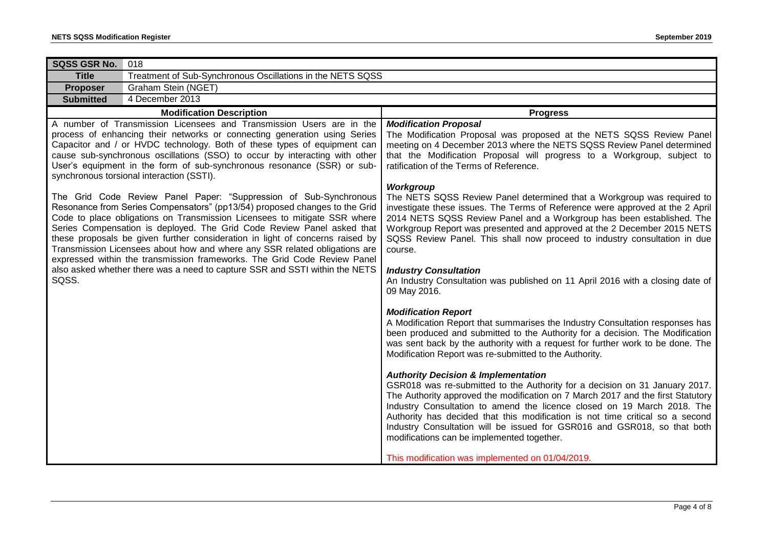| SQSS GSR No. | 018 |
| --- | --- |
| **Title** | Treatment of Sub-Synchronous Oscillations in the NETS SQSS |
| **Proposer** | Graham Stein (NGET) |
| **Submitted** | 4 December 2013 |

| Modification Description | Progress |
| --- | --- |
| A number of Transmission Licensees and Transmission Users are in the process of enhancing their networks or connecting generation using Series Capacitor and / or HVDC technology. Both of these types of equipment can cause sub-synchronous oscillations (SSO) to occur by interacting with other User's equipment in the form of sub-synchronous resonance (SSR) or sub-synchronous torsional interaction (SSTI).<br><br>The Grid Code Review Panel Paper: "Suppression of Sub-Synchronous Resonance from Series Compensators" (pp13/54) proposed changes to the Grid Code to place obligations on Transmission Licensees to mitigate SSR where Series Compensation is deployed. The Grid Code Review Panel asked that these proposals be given further consideration in light of concerns raised by Transmission Licensees about how and where any SSR related obligations are expressed within the transmission frameworks. The Grid Code Review Panel also asked whether there was a need to capture SSR and SSTI within the NETS SQSS. | ***Modification Proposal***<br>The Modification Proposal was proposed at the NETS SQSS Review Panel meeting on 4 December 2013 where the NETS SQSS Review Panel determined that the Modification Proposal will progress to a Workgroup, subject to ratification of the Terms of Reference.<br><br>***Workgroup***<br>The NETS SQSS Review Panel determined that a Workgroup was required to investigate these issues. The Terms of Reference were approved at the 2 April 2014 NETS SQSS Review Panel and a Workgroup has been established. The Workgroup Report was presented and approved at the 2 December 2015 NETS SQSS Review Panel. This shall now proceed to industry consultation in due course.<br><br>***Industry Consultation***<br>An Industry Consultation was published on 11 April 2016 with a closing date of 09 May 2016.<br><br>***Modification Report***<br>A Modification Report that summarises the Industry Consultation responses has been produced and submitted to the Authority for a decision. The Modification was sent back by the authority with a request for further work to be done. The Modification Report was re-submitted to the Authority.<br><br>***Authority Decision & Implementation***<br>GSR018 was re-submitted to the Authority for a decision on 31 January 2017. The Authority approved the modification on 7 March 2017 and the first Statutory Industry Consultation to amend the licence closed on 19 March 2018. The Authority has decided that this modification is not time critical so a second Industry Consultation will be issued for GSR016 and GSR018, so that both modifications can be implemented together.<br><br>This modification was implemented on 01/04/2019. |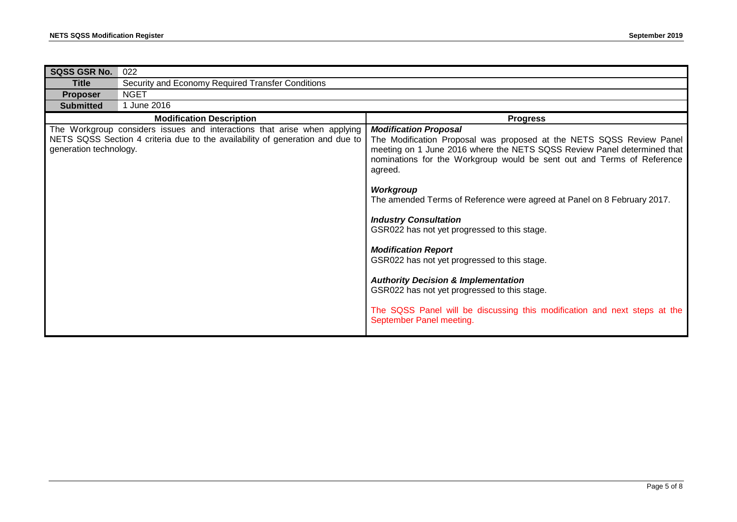| SQSS GSR No. | 022 |
| --- | --- |
| **Title** | Security and Economy Required Transfer Conditions |
| **Proposer** | NGET |
| **Submitted** | 1 June 2016 |

| Modification Description | Progress |
| --- | --- |
| The Workgroup considers issues and interactions that arise when applying NETS SQSS Section 4 criteria due to the availability of generation and due to generation technology. | ***Modification Proposal***<br>The Modification Proposal was proposed at the NETS SQSS Review Panel meeting on 1 June 2016 where the NETS SQSS Review Panel determined that nominations for the Workgroup would be sent out and Terms of Reference agreed.<br><br>***Workgroup***<br>The amended Terms of Reference were agreed at Panel on 8 February 2017.<br><br>***Industry Consultation***<br>GSR022 has not yet progressed to this stage.<br><br>***Modification Report***<br>GSR022 has not yet progressed to this stage.<br><br>***Authority Decision & Implementation***<br>GSR022 has not yet progressed to this stage.<br><br>The SQSS Panel will be discussing this modification and next steps at the September Panel meeting. |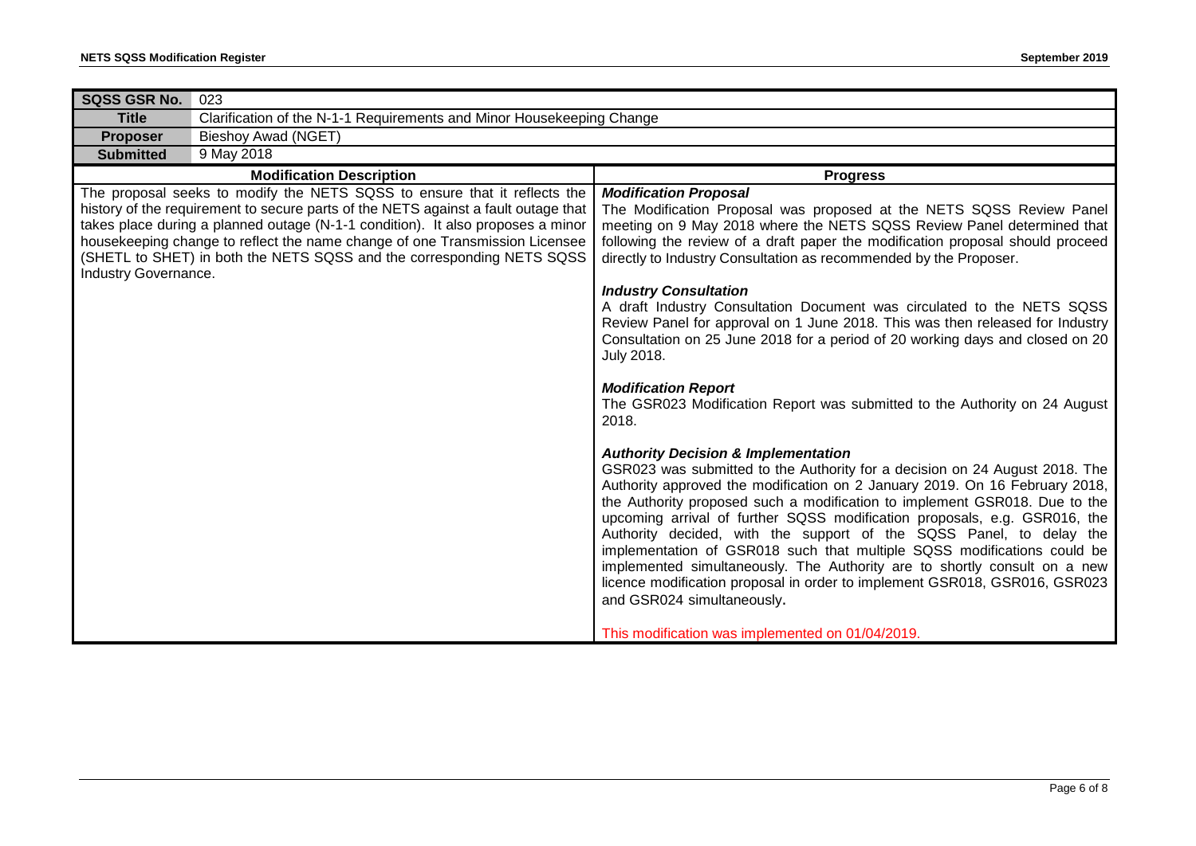| SQSS GSR No. | 023 |
|---|---|
| **Title** | Clarification of the N-1-1 Requirements and Minor Housekeeping Change |
| **Proposer** | Bieshoy Awad (NGET) |
| **Submitted** | 9 May 2018 |

| Modification Description | Progress |
|---|---|
| The proposal seeks to modify the NETS SQSS to ensure that it reflects the history of the requirement to secure parts of the NETS against a fault outage that takes place during a planned outage (N-1-1 condition). It also proposes a minor housekeeping change to reflect the name change of one Transmission Licensee (SHETL to SHET) in both the NETS SQSS and the corresponding NETS SQSS Industry Governance. | ***Modification Proposal***<br>The Modification Proposal was proposed at the NETS SQSS Review Panel meeting on 9 May 2018 where the NETS SQSS Review Panel determined that following the review of a draft paper the modification proposal should proceed directly to Industry Consultation as recommended by the Proposer.<br><br>***Industry Consultation***<br>A draft Industry Consultation Document was circulated to the NETS SQSS Review Panel for approval on 1 June 2018. This was then released for Industry Consultation on 25 June 2018 for a period of 20 working days and closed on 20 July 2018.<br><br>***Modification Report***<br>The GSR023 Modification Report was submitted to the Authority on 24 August 2018.<br><br>***Authority Decision & Implementation***<br>GSR023 was submitted to the Authority for a decision on 24 August 2018. The Authority approved the modification on 2 January 2019. On 16 February 2018, the Authority proposed such a modification to implement GSR018. Due to the upcoming arrival of further SQSS modification proposals, e.g. GSR016, the Authority decided, with the support of the SQSS Panel, to delay the implementation of GSR018 such that multiple SQSS modifications could be implemented simultaneously. The Authority are to shortly consult on a new licence modification proposal in order to implement GSR018, GSR016, GSR023 and GSR024 simultaneously.<br><br>This modification was implemented on 01/04/2019. |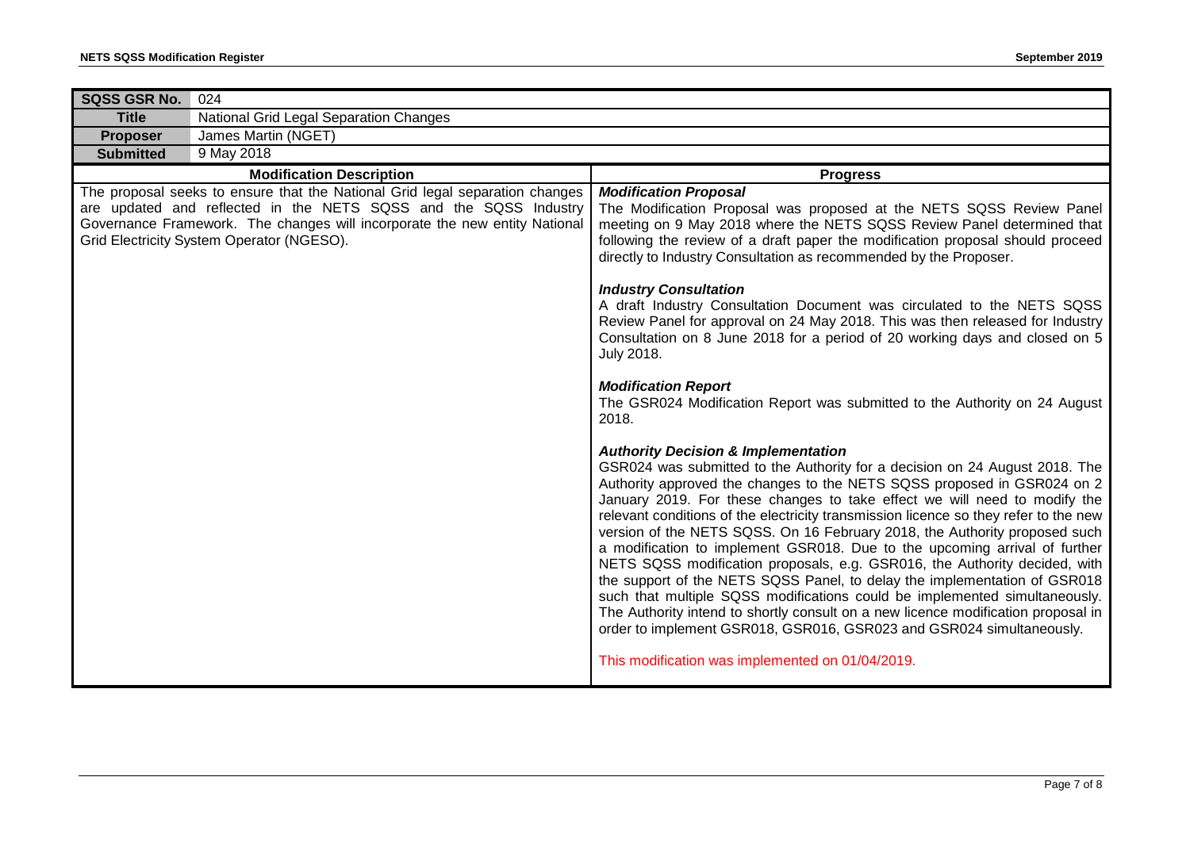| SQSS GSR No. | 024 |
|---|---|
| **Title** | National Grid Legal Separation Changes |
| **Proposer** | James Martin (NGET) |
| **Submitted** | 9 May 2018 |

| Modification Description | Progress |
|---|---|
| The proposal seeks to ensure that the National Grid legal separation changes are updated and reflected in the NETS SQSS and the SQSS Industry Governance Framework. The changes will incorporate the new entity National Grid Electricity System Operator (NGESO). | ***Modification Proposal***<br>The Modification Proposal was proposed at the NETS SQSS Review Panel meeting on 9 May 2018 where the NETS SQSS Review Panel determined that following the review of a draft paper the modification proposal should proceed directly to Industry Consultation as recommended by the Proposer.<br><br>***Industry Consultation***<br>A draft Industry Consultation Document was circulated to the NETS SQSS Review Panel for approval on 24 May 2018. This was then released for Industry Consultation on 8 June 2018 for a period of 20 working days and closed on 5 July 2018.<br><br>***Modification Report***<br>The GSR024 Modification Report was submitted to the Authority on 24 August 2018.<br><br>***Authority Decision & Implementation***<br>GSR024 was submitted to the Authority for a decision on 24 August 2018. The Authority approved the changes to the NETS SQSS proposed in GSR024 on 2 January 2019. For these changes to take effect we will need to modify the relevant conditions of the electricity transmission licence so they refer to the new version of the NETS SQSS. On 16 February 2018, the Authority proposed such a modification to implement GSR018. Due to the upcoming arrival of further NETS SQSS modification proposals, e.g. GSR016, the Authority decided, with the support of the NETS SQSS Panel, to delay the implementation of GSR018 such that multiple SQSS modifications could be implemented simultaneously. The Authority intend to shortly consult on a new licence modification proposal in order to implement GSR018, GSR016, GSR023 and GSR024 simultaneously.<br><br>This modification was implemented on 01/04/2019. |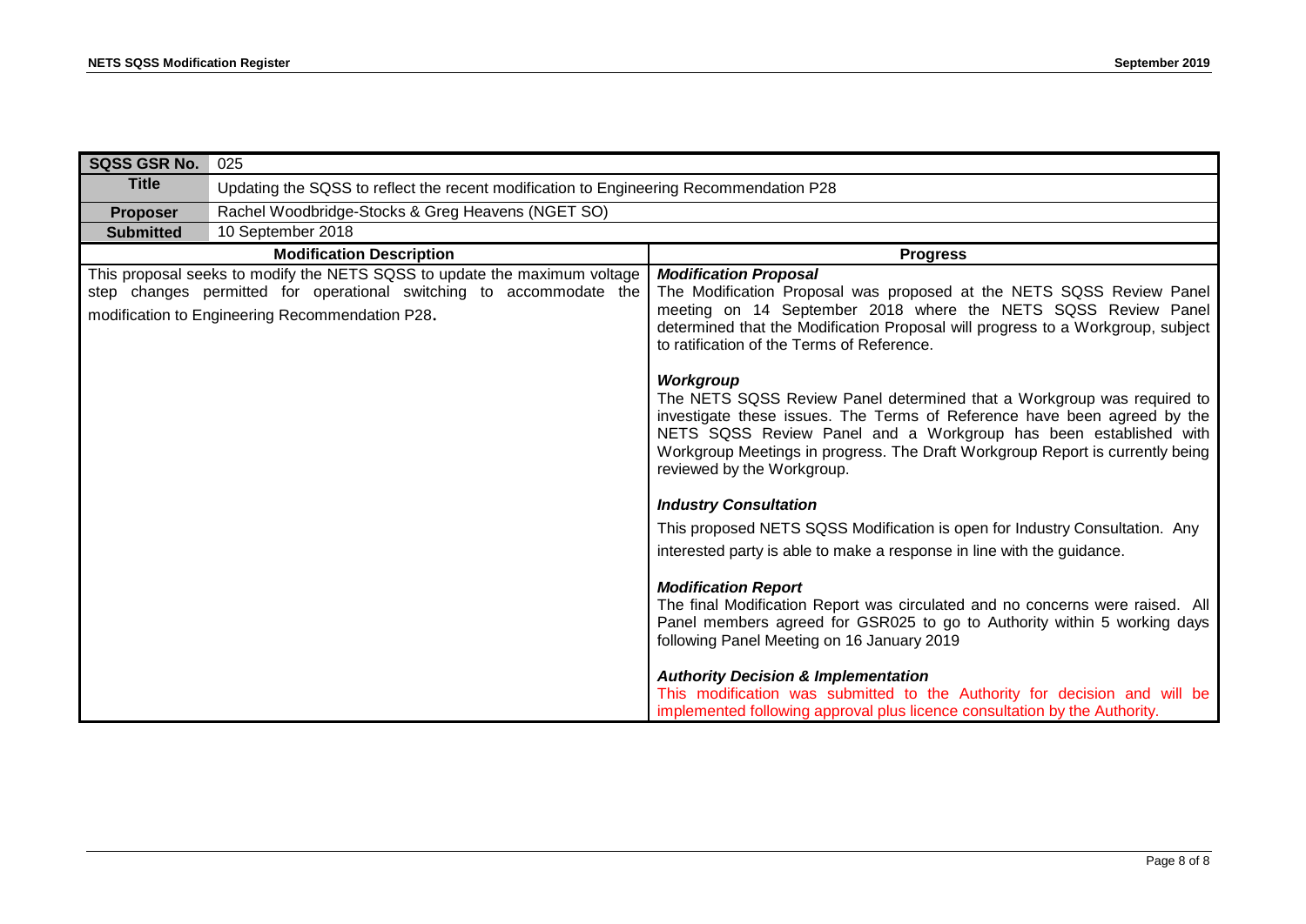| SQSS GSR No. | 025 |
| --- | --- |
| **Title** | Updating the SQSS to reflect the recent modification to Engineering Recommendation P28 |
| **Proposer** | Rachel Woodbridge-Stocks & Greg Heavens (NGET SO) |
| **Submitted** | 10 September 2018 |

| Modification Description | Progress |
| --- | --- |
| This proposal seeks to modify the NETS SQSS to update the maximum voltage step changes permitted for operational switching to accommodate the modification to Engineering Recommendation P28. | ***Modification Proposal***<br>The Modification Proposal was proposed at the NETS SQSS Review Panel meeting on 14 September 2018 where the NETS SQSS Review Panel determined that the Modification Proposal will progress to a Workgroup, subject to ratification of the Terms of Reference.<br><br>***Workgroup***<br>The NETS SQSS Review Panel determined that a Workgroup was required to investigate these issues. The Terms of Reference have been agreed by the NETS SQSS Review Panel and a Workgroup has been established with Workgroup Meetings in progress. The Draft Workgroup Report is currently being reviewed by the Workgroup.<br><br>***Industry Consultation***<br>This proposed NETS SQSS Modification is open for Industry Consultation. Any interested party is able to make a response in line with the guidance.<br><br>***Modification Report***<br>The final Modification Report was circulated and no concerns were raised. All Panel members agreed for GSR025 to go to Authority within 5 working days following Panel Meeting on 16 January 2019<br><br>***Authority Decision & Implementation***<br>This modification was submitted to the Authority for decision and will be implemented following approval plus licence consultation by the Authority. |